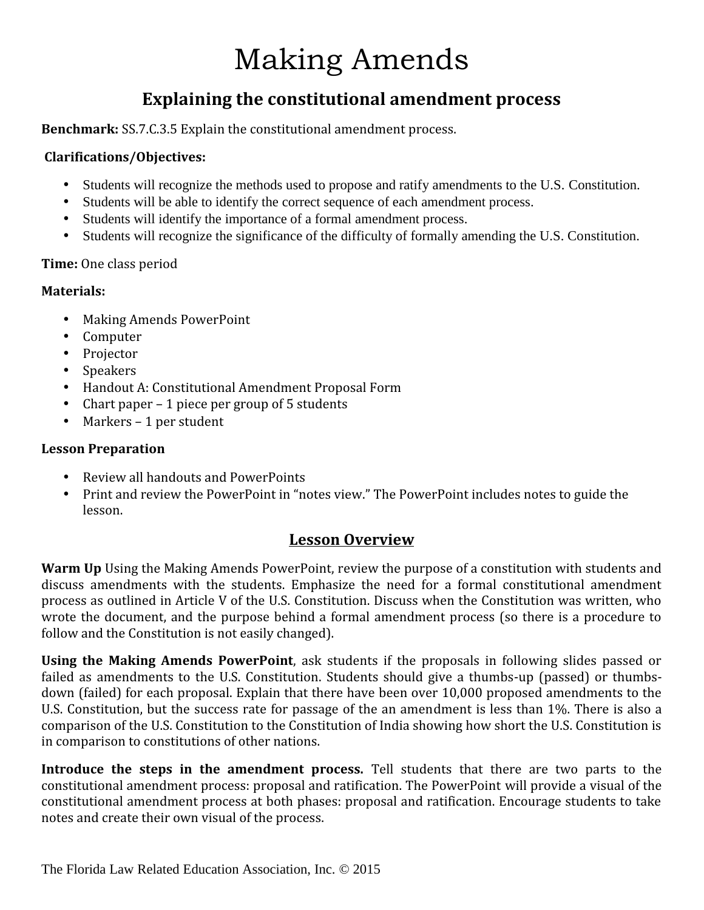# Making Amends

## Explaining the constitutional amendment process

**Benchmark:** SS.7.C.3.5 Explain the constitutional amendment process.

**Clarifications/Objectives:**

- Students will recognize the methods used to propose and ratify amendments to the U.S. Constitution.
- Students will be able to identify the correct sequence of each amendment process.
- Students will identify the importance of a formal amendment process.
- Students will recognize the significance of the difficulty of formally amending the U.S. Constitution.

**Time:** One class period

**Materials:**

- Making Amends PowerPoint
- Computer
- Projector
- Speakers
- Handout A: Constitutional Amendment Proposal Form
- Chart paper – 1 piece per group of 5 students
- Markers – 1 per student

**Lesson Preparation**

- Review all handouts and PowerPoints
- Print and review the PowerPoint in "notes view." The PowerPoint includes notes to guide the lesson.

## Lesson Overview

**Warm Up** Using the Making Amends PowerPoint, review the purpose of a constitution with students and discuss amendments with the students. Emphasize the need for a formal constitutional amendment process as outlined in Article V of the U.S. Constitution. Discuss when the Constitution was written, who wrote the document, and the purpose behind a formal amendment process (so there is a procedure to follow and the Constitution is not easily changed).

**Using the Making Amends PowerPoint**, ask students if the proposals in following slides passed or failed as amendments to the U.S. Constitution. Students should give a thumbs-up (passed) or thumbs-down (failed) for each proposal. Explain that there have been over 10,000 proposed amendments to the U.S. Constitution, but the success rate for passage of the an amendment is less than 1%. There is also a comparison of the U.S. Constitution to the Constitution of India showing how short the U.S. Constitution is in comparison to constitutions of other nations.

**Introduce the steps in the amendment process.** Tell students that there are two parts to the constitutional amendment process: proposal and ratification. The PowerPoint will provide a visual of the constitutional amendment process at both phases: proposal and ratification. Encourage students to take notes and create their own visual of the process.

The Florida Law Related Education Association, Inc. © 2015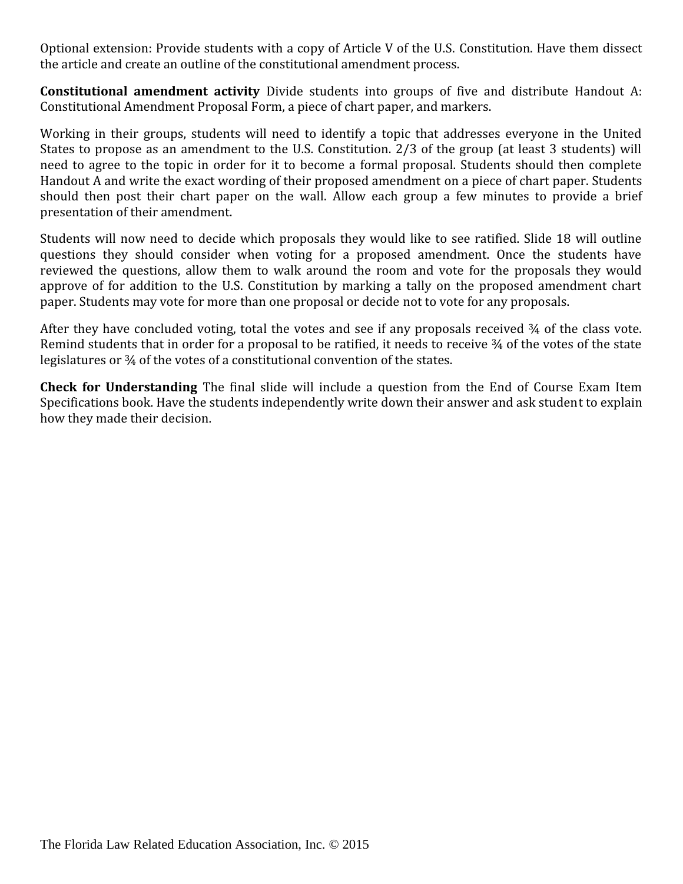Optional extension: Provide students with a copy of Article V of the U.S. Constitution. Have them dissect the article and create an outline of the constitutional amendment process.

**Constitutional amendment activity** Divide students into groups of five and distribute Handout A: Constitutional Amendment Proposal Form, a piece of chart paper, and markers.

Working in their groups, students will need to identify a topic that addresses everyone in the United States to propose as an amendment to the U.S. Constitution. 2/3 of the group (at least 3 students) will need to agree to the topic in order for it to become a formal proposal. Students should then complete Handout A and write the exact wording of their proposed amendment on a piece of chart paper. Students should then post their chart paper on the wall. Allow each group a few minutes to provide a brief presentation of their amendment.

Students will now need to decide which proposals they would like to see ratified. Slide 18 will outline questions they should consider when voting for a proposed amendment. Once the students have reviewed the questions, allow them to walk around the room and vote for the proposals they would approve of for addition to the U.S. Constitution by marking a tally on the proposed amendment chart paper. Students may vote for more than one proposal or decide not to vote for any proposals.

After they have concluded voting, total the votes and see if any proposals received ¾ of the class vote. Remind students that in order for a proposal to be ratified, it needs to receive ¾ of the votes of the state legislatures or ¾ of the votes of a constitutional convention of the states.

**Check for Understanding** The final slide will include a question from the End of Course Exam Item Specifications book. Have the students independently write down their answer and ask student to explain how they made their decision.

The Florida Law Related Education Association, Inc. © 2015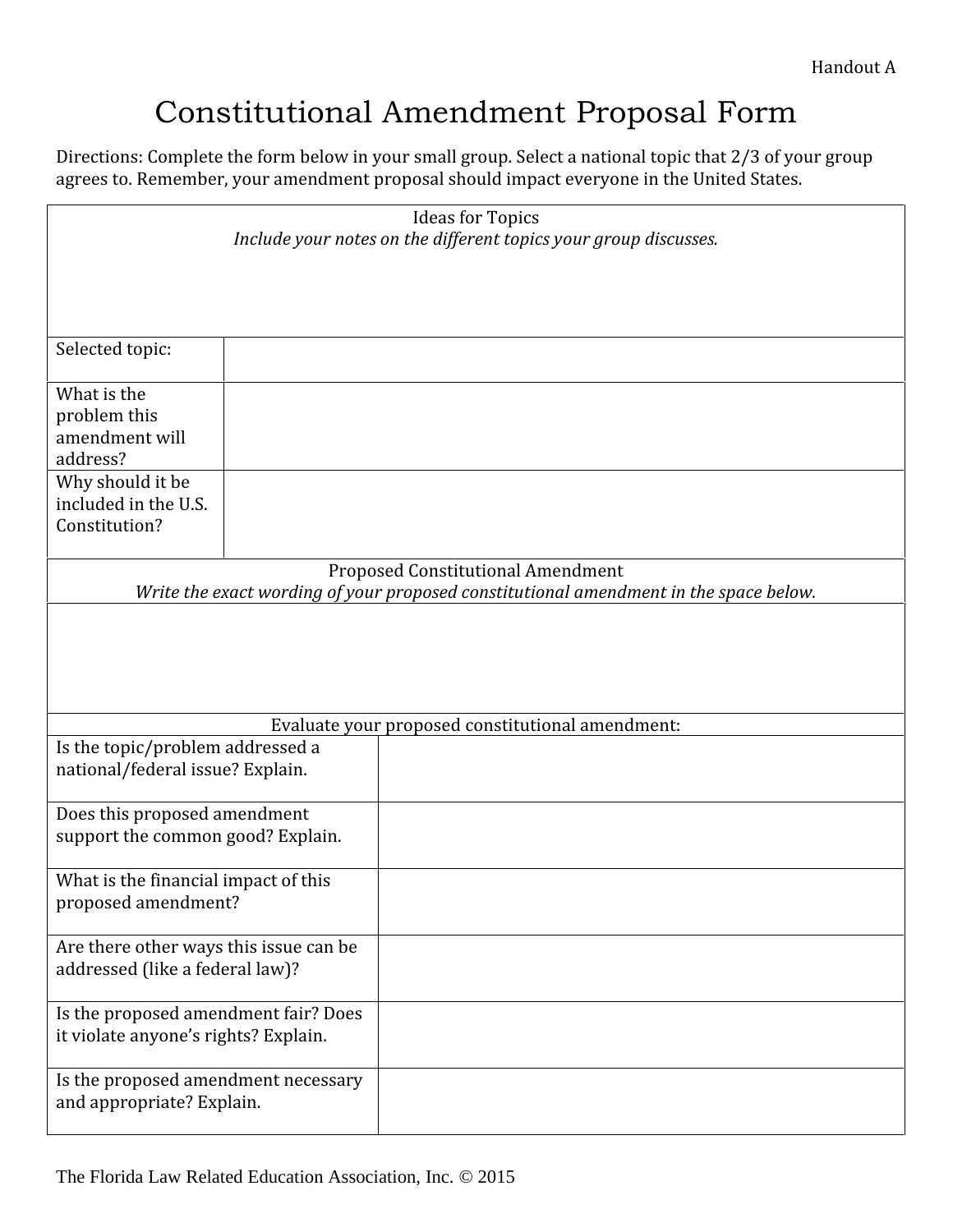Handout A

# Constitutional Amendment Proposal Form

Directions: Complete the form below in your small group. Select a national topic that 2/3 of your group agrees to. Remember, your amendment proposal should impact everyone in the United States.

| Ideas for Topics<br>*Include your notes on the different topics your group discusses.* | |
|---|---|
| | |
| Selected topic: | |
| What is the problem this amendment will address? | |
| Why should it be included in the U.S. Constitution? | |

| Proposed Constitutional Amendment<br>*Write the exact wording of your proposed constitutional amendment in the space below.* |
|---|
| |

| Evaluate your proposed constitutional amendment: | |
|---|---|
| Is the topic/problem addressed a national/federal issue? Explain. | |
| Does this proposed amendment support the common good? Explain. | |
| What is the financial impact of this proposed amendment? | |
| Are there other ways this issue can be addressed (like a federal law)? | |
| Is the proposed amendment fair? Does it violate anyone's rights? Explain. | |
| Is the proposed amendment necessary and appropriate? Explain. | |

The Florida Law Related Education Association, Inc. © 2015